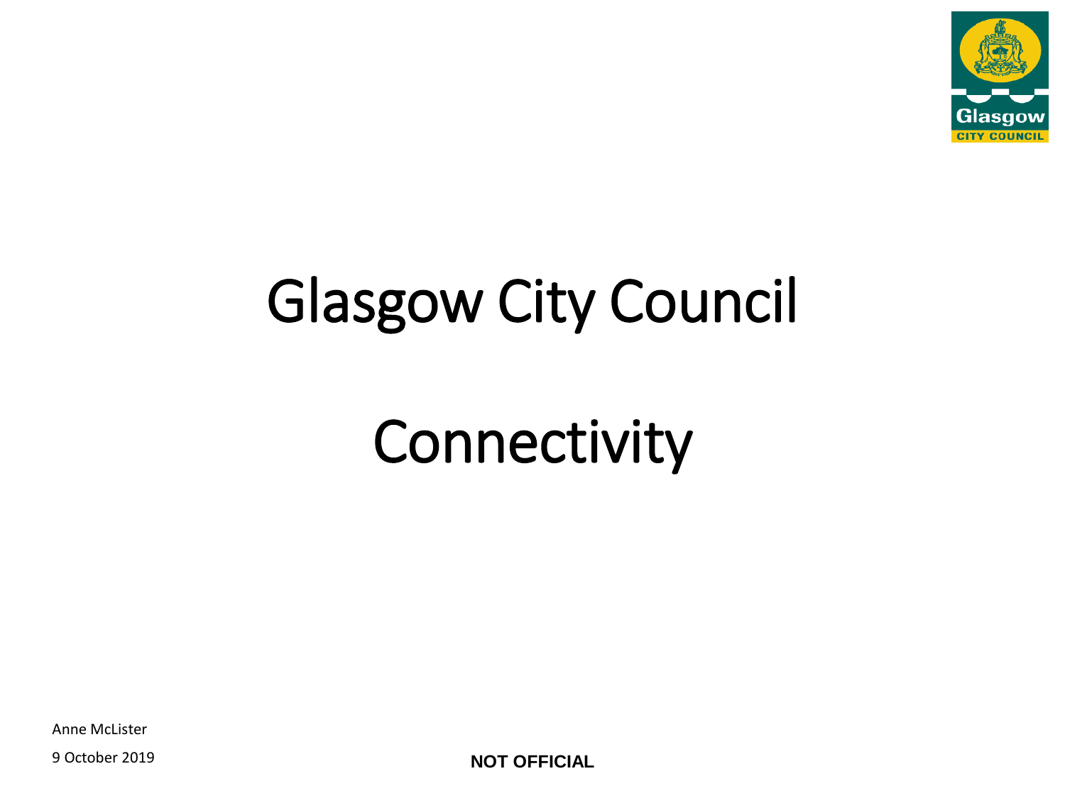# Glasgow City Council

# Connectivity

Anne McLister

9 October 2019

**NOT OFFICIAL**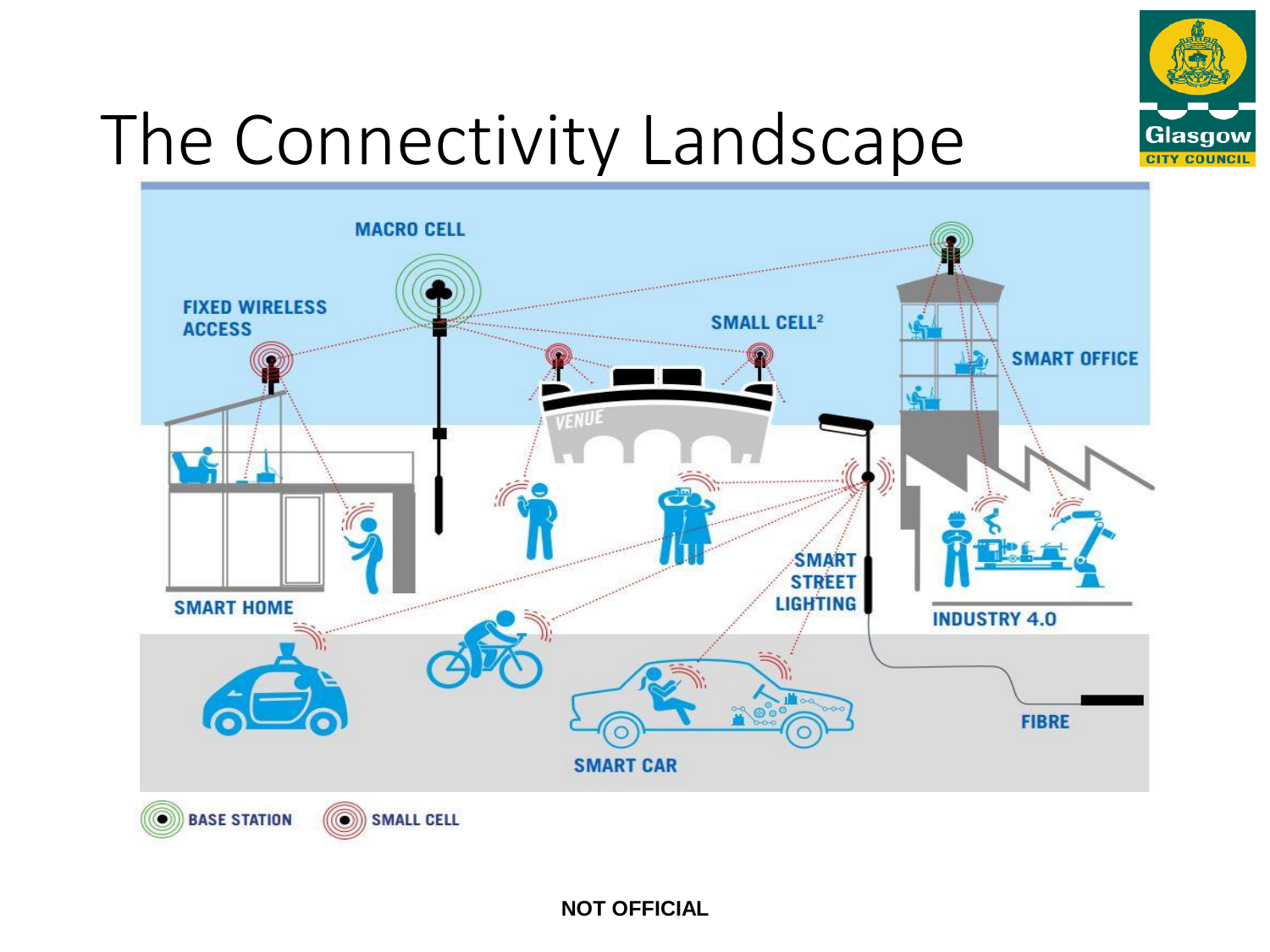# The Connectivity Landscape

MACRO CELL

FIXED WIRELESS ACCESS

SMALL CELL[2]

SMART OFFICE

VENUE

SMART HOME

SMART STREET LIGHTING

INDUSTRY 4.0

FIBRE

SMART CAR

BASE STATION

SMALL CELL

**NOT OFFICIAL**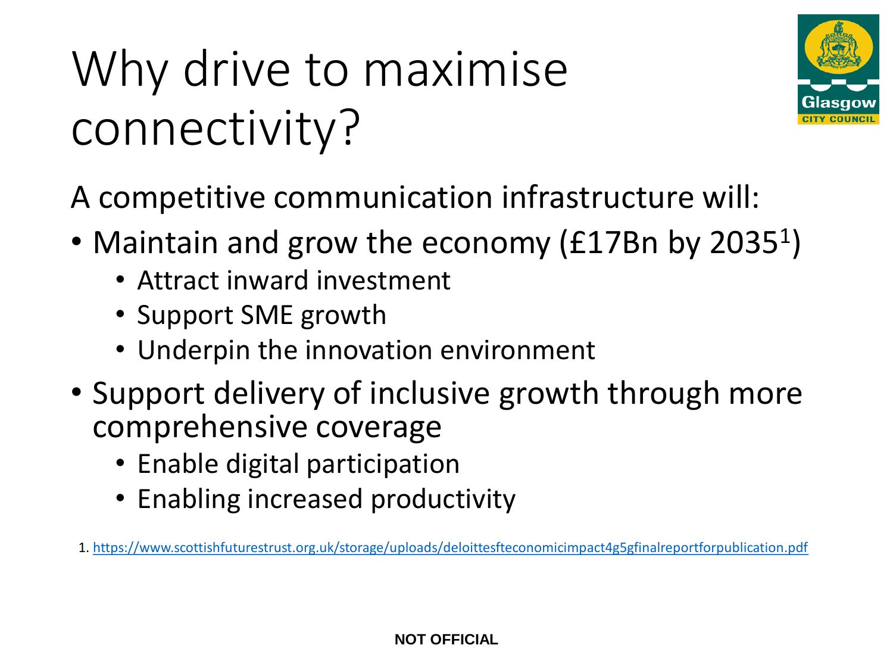# Why drive to maximise connectivity?

A competitive communication infrastructure will:

- Maintain and grow the economy (£17Bn by 2035[1])
  - Attract inward investment
  - Support SME growth
  - Underpin the innovation environment
- Support delivery of inclusive growth through more comprehensive coverage
  - Enable digital participation
  - Enabling increased productivity

1. https://www.scottishfuturestrust.org.uk/storage/uploads/deloittesfteconomicimpact4g5gfinalreportforpublication.pdf

NOT OFFICIAL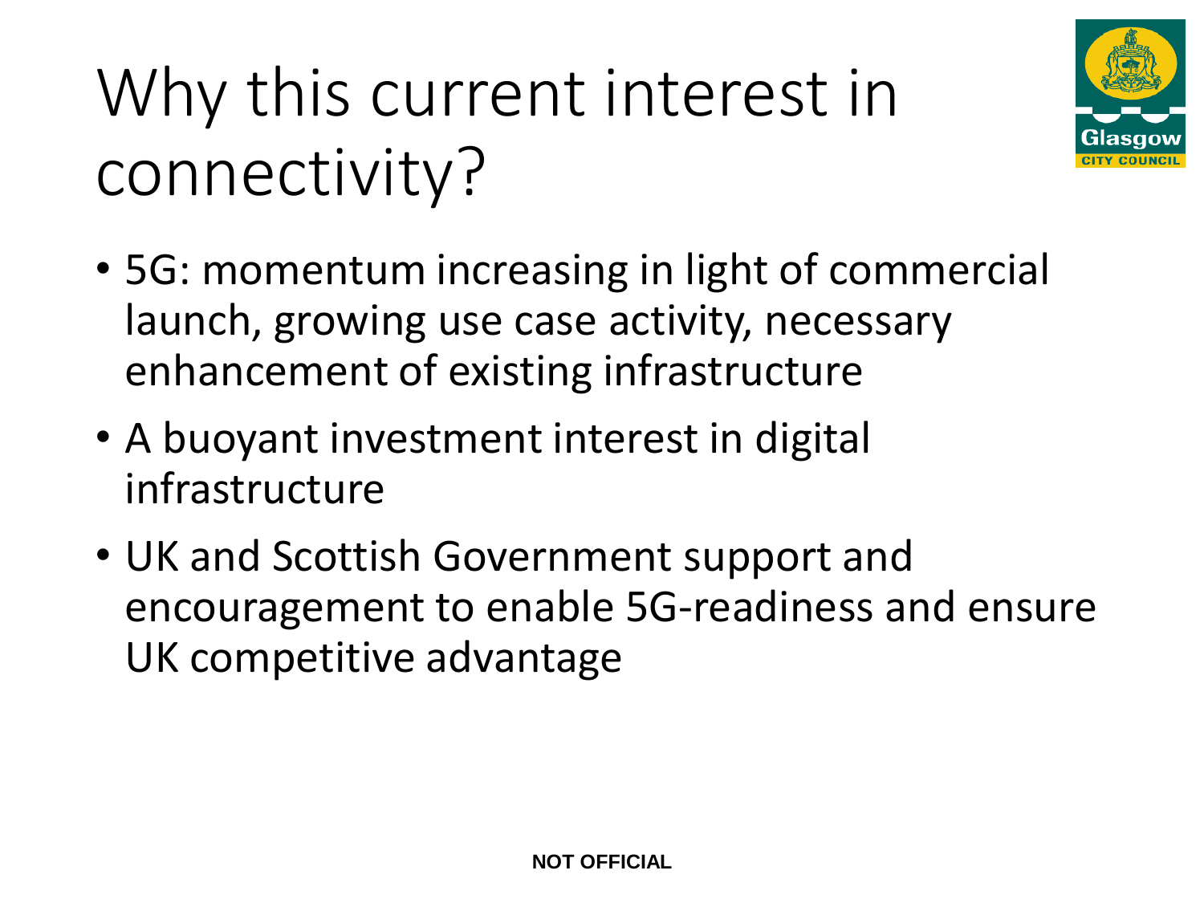# Why this current interest in connectivity?

- 5G: momentum increasing in light of commercial launch, growing use case activity, necessary enhancement of existing infrastructure
- A buoyant investment interest in digital infrastructure
- UK and Scottish Government support and encouragement to enable 5G-readiness and ensure UK competitive advantage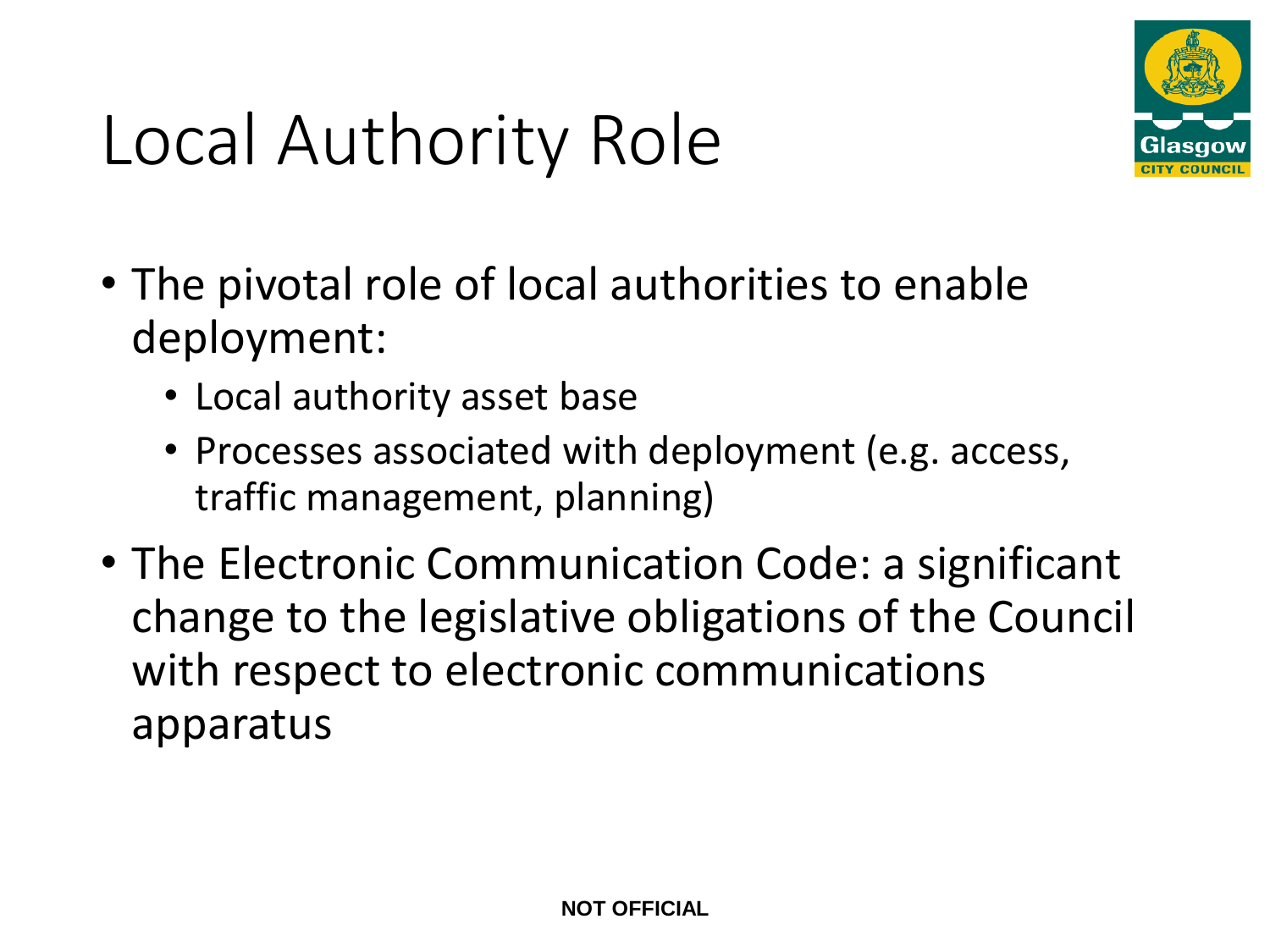# Local Authority Role

- The pivotal role of local authorities to enable deployment:
  - Local authority asset base
  - Processes associated with deployment (e.g. access, traffic management, planning)
- The Electronic Communication Code: a significant change to the legislative obligations of the Council with respect to electronic communications apparatus

**NOT OFFICIAL**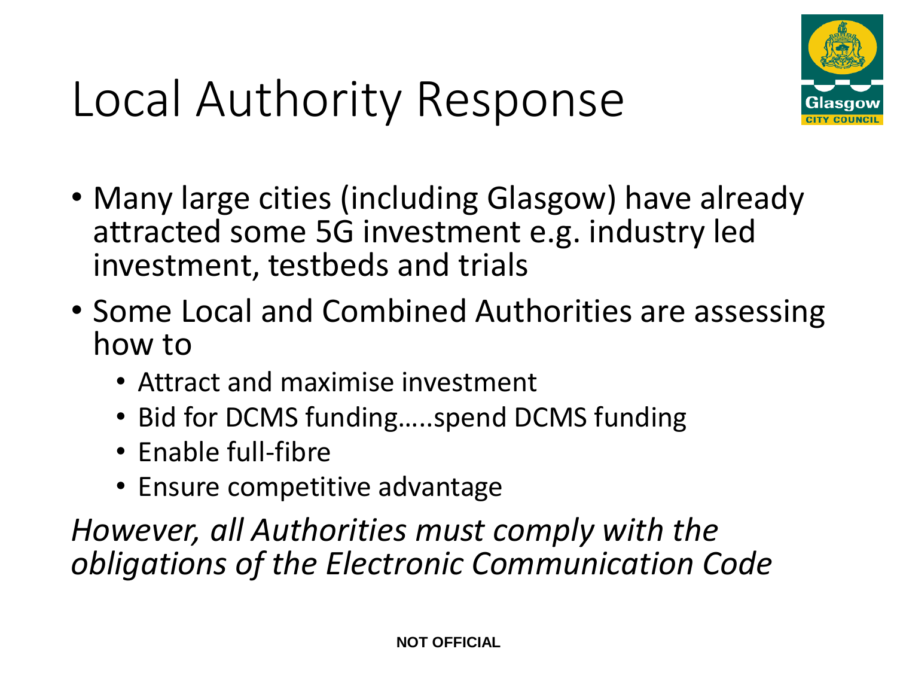# Local Authority Response

- Many large cities (including Glasgow) have already attracted some 5G investment e.g. industry led investment, testbeds and trials
- Some Local and Combined Authorities are assessing how to
  - Attract and maximise investment
  - Bid for DCMS funding…..spend DCMS funding
  - Enable full-fibre
  - Ensure competitive advantage

*However, all Authorities must comply with the obligations of the Electronic Communication Code*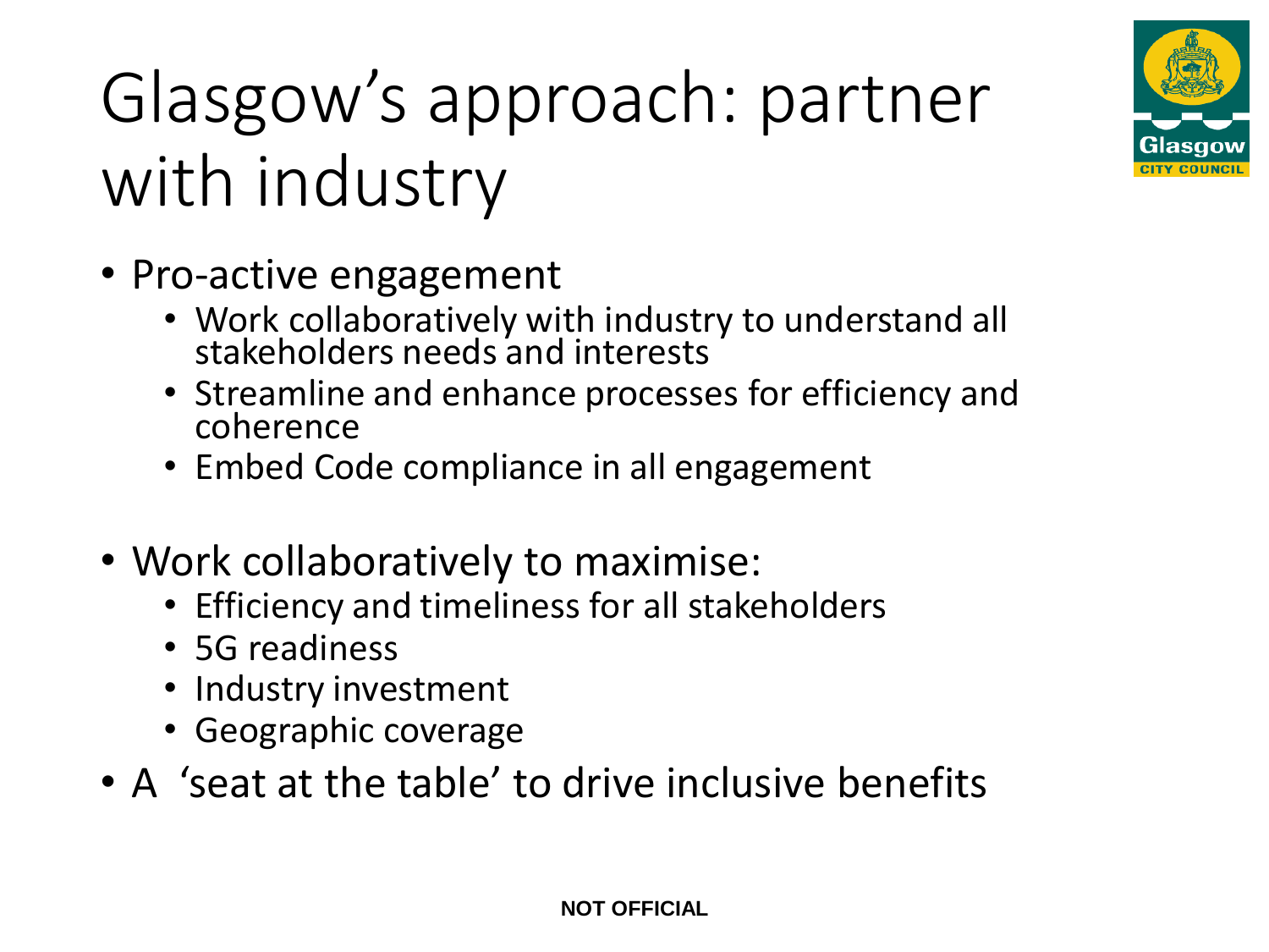# Glasgow's approach: partner with industry

- Pro-active engagement
  - Work collaboratively with industry to understand all stakeholders needs and interests
  - Streamline and enhance processes for efficiency and coherence
  - Embed Code compliance in all engagement

- Work collaboratively to maximise:
  - Efficiency and timeliness for all stakeholders
  - 5G readiness
  - Industry investment
  - Geographic coverage
- A 'seat at the table' to drive inclusive benefits

**NOT OFFICIAL**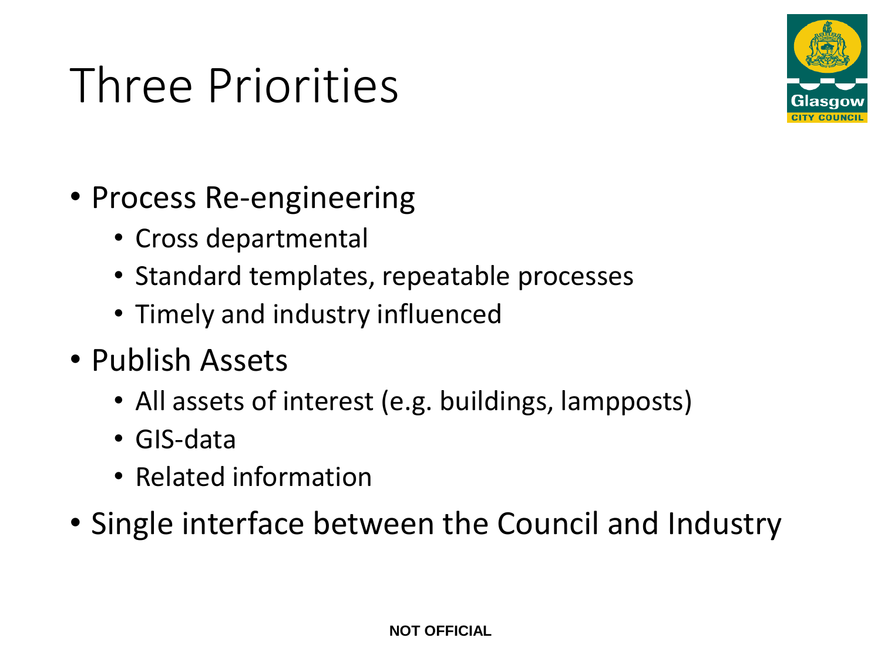# Three Priorities

- Process Re-engineering
  - Cross departmental
  - Standard templates, repeatable processes
  - Timely and industry influenced
- Publish Assets
  - All assets of interest (e.g. buildings, lampposts)
  - GIS-data
  - Related information
- Single interface between the Council and Industry

**NOT OFFICIAL**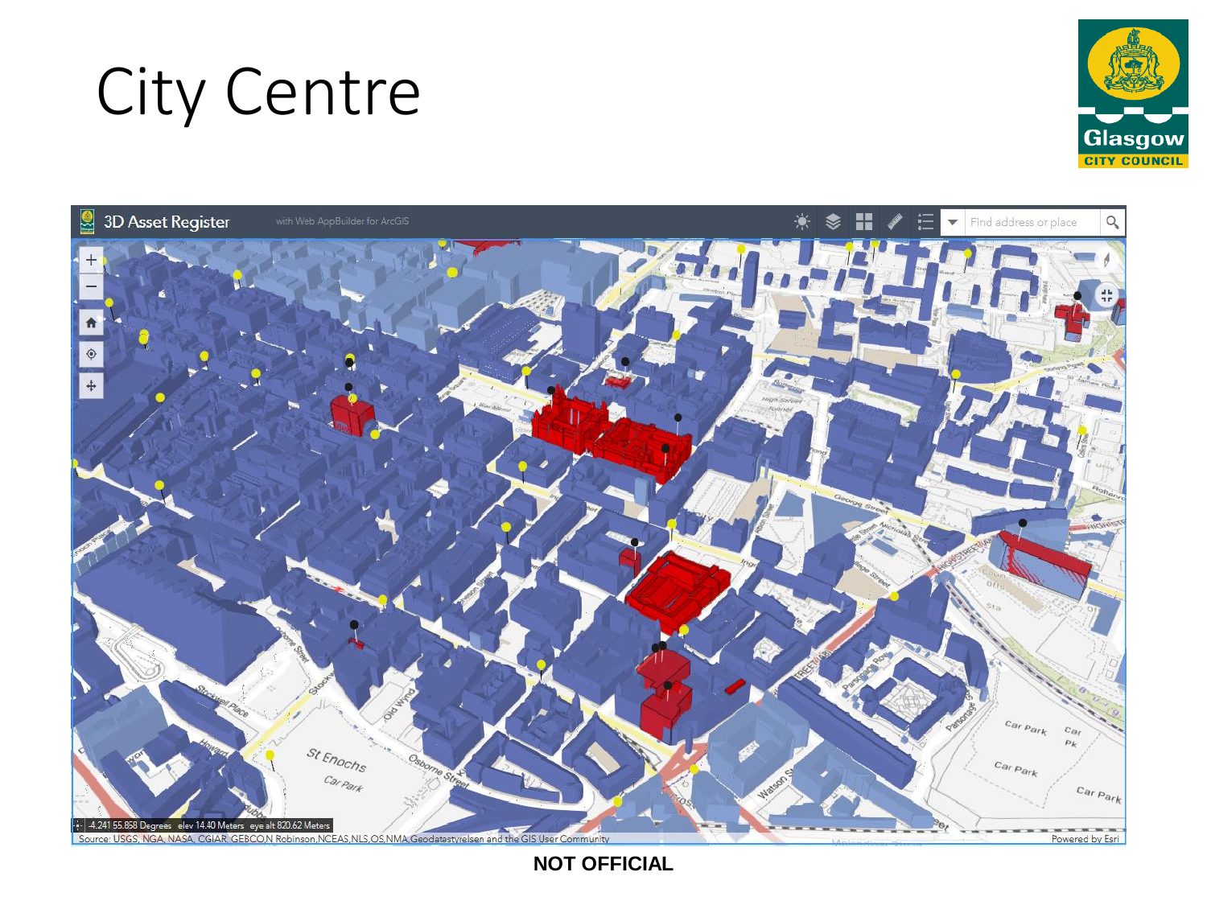# City Centre

NOT OFFICIAL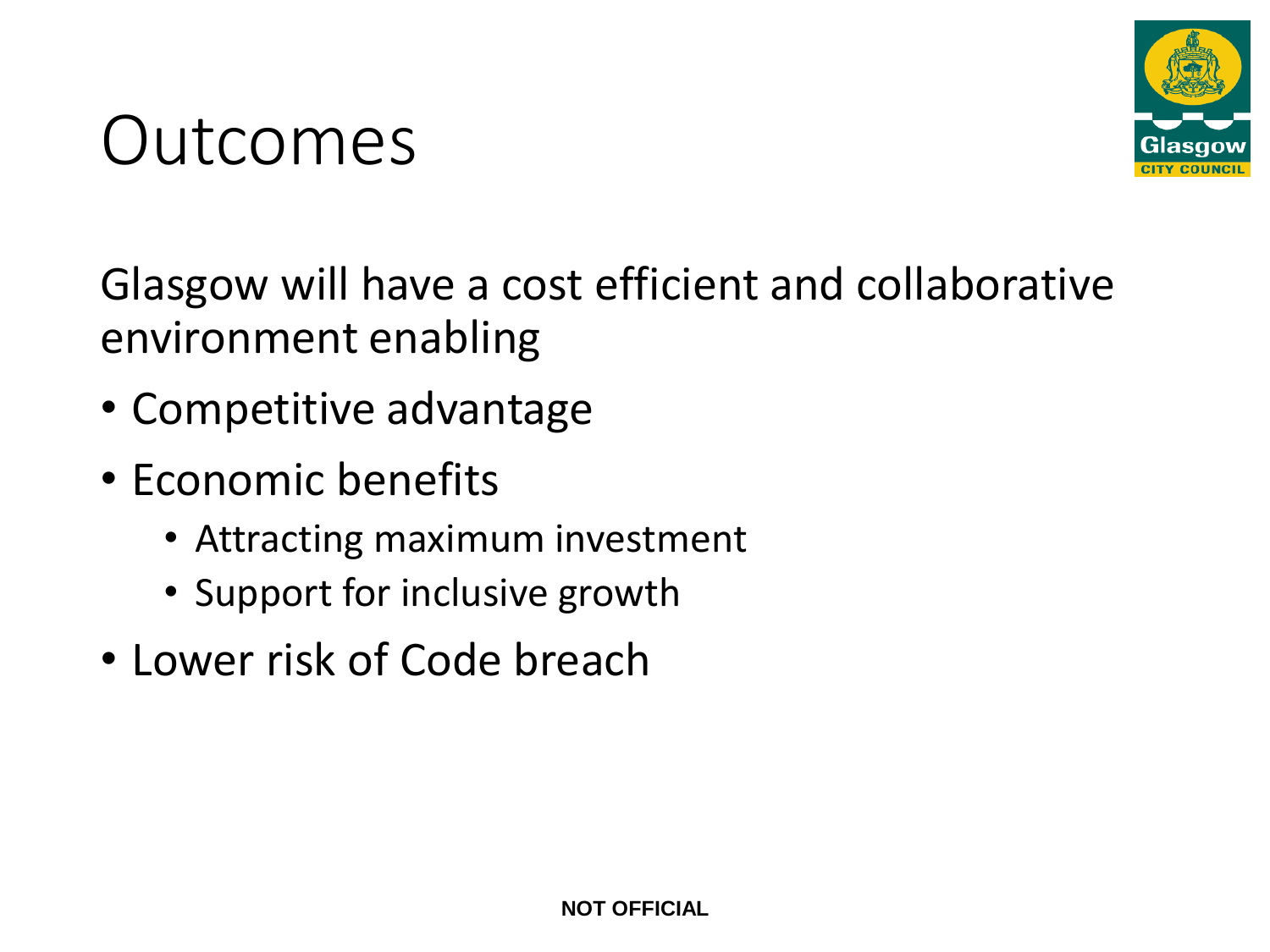# Outcomes

Glasgow will have a cost efficient and collaborative environment enabling

- Competitive advantage
- Economic benefits
  - Attracting maximum investment
  - Support for inclusive growth
- Lower risk of Code breach

NOT OFFICIAL